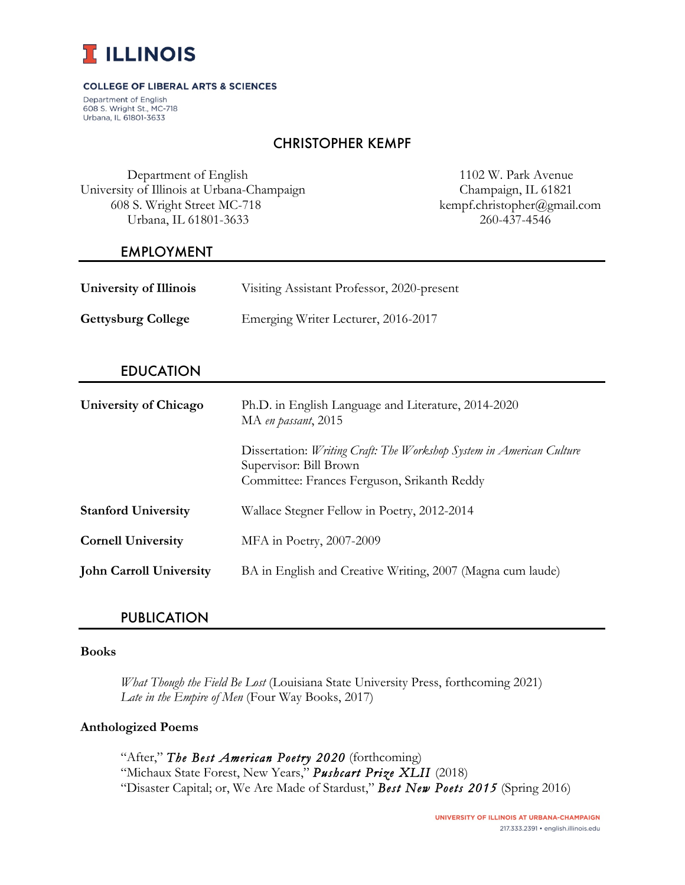**ILLINOIS**

**COLLEGE OF LIBERAL ARTS & SCIENCES**

Department of English
608 S. Wright St., MC-718
Urbana, IL 61801-3633

# CHRISTOPHER KEMPF

Department of English
University of Illinois at Urbana-Champaign
608 S. Wright Street MC-718
Urbana, IL 61801-3633

1102 W. Park Avenue
Champaign, IL 61821
kempf.christopher@gmail.com
260-437-4546

## EMPLOYMENT

**University of Illinois** — Visiting Assistant Professor, 2020-present

**Gettysburg College** — Emerging Writer Lecturer, 2016-2017

## EDUCATION

**University of Chicago** — Ph.D. in English Language and Literature, 2014-2020
MA *en passant*, 2015

Dissertation: *Writing Craft: The Workshop System in American Culture*
Supervisor: Bill Brown
Committee: Frances Ferguson, Srikanth Reddy

**Stanford University** — Wallace Stegner Fellow in Poetry, 2012-2014

**Cornell University** — MFA in Poetry, 2007-2009

**John Carroll University** — BA in English and Creative Writing, 2007 (Magna cum laude)

## PUBLICATION

### Books

*What Though the Field Be Lost* (Louisiana State University Press, forthcoming 2021)
*Late in the Empire of Men* (Four Way Books, 2017)

### Anthologized Poems

"After," ***The Best American Poetry 2020*** (forthcoming)
"Michaux State Forest, New Years," ***Pushcart Prize XLII*** (2018)
"Disaster Capital; or, We Are Made of Stardust," ***Best New Poets 2015*** (Spring 2016)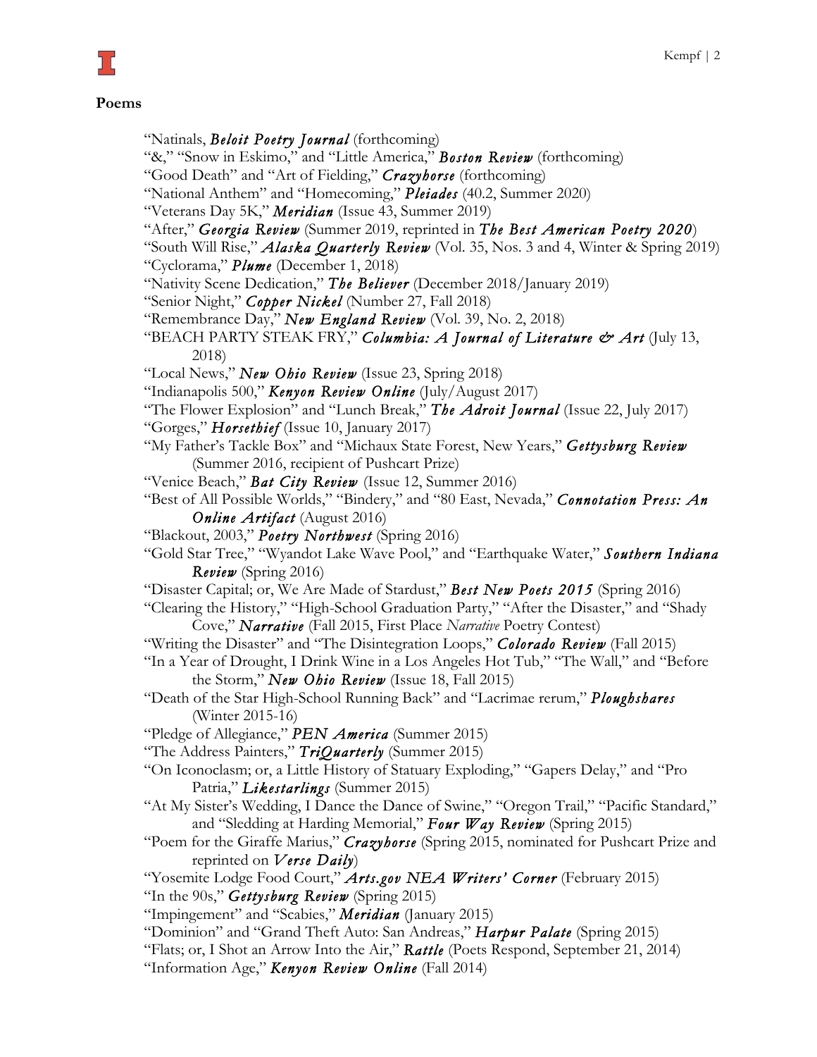## Poems

- "Natinals, ***Beloit Poetry Journal*** (forthcoming)
- "&," "Snow in Eskimo," and "Little America," ***Boston Review*** (forthcoming)
- "Good Death" and "Art of Fielding," ***Crazyhorse*** (forthcoming)
- "National Anthem" and "Homecoming," ***Pleiades*** (40.2, Summer 2020)
- "Veterans Day 5K," ***Meridian*** (Issue 43, Summer 2019)
- "After," ***Georgia Review*** (Summer 2019, reprinted in ***The Best American Poetry 2020***)
- "South Will Rise," ***Alaska Quarterly Review*** (Vol. 35, Nos. 3 and 4, Winter & Spring 2019)
- "Cyclorama," ***Plume*** (December 1, 2018)
- "Nativity Scene Dedication," ***The Believer*** (December 2018/January 2019)
- "Senior Night," ***Copper Nickel*** (Number 27, Fall 2018)
- "Remembrance Day," ***New England Review*** (Vol. 39, No. 2, 2018)
- "BEACH PARTY STEAK FRY," ***Columbia: A Journal of Literature & Art*** (July 13, 2018)
- "Local News," ***New Ohio Review*** (Issue 23, Spring 2018)
- "Indianapolis 500," ***Kenyon Review Online*** (July/August 2017)
- "The Flower Explosion" and "Lunch Break," ***The Adroit Journal*** (Issue 22, July 2017)
- "Gorges," ***Horsethief*** (Issue 10, January 2017)
- "My Father's Tackle Box" and "Michaux State Forest, New Years," ***Gettysburg Review*** (Summer 2016, recipient of Pushcart Prize)
- "Venice Beach," ***Bat City Review*** (Issue 12, Summer 2016)
- "Best of All Possible Worlds," "Bindery," and "80 East, Nevada," ***Connotation Press: An Online Artifact*** (August 2016)
- "Blackout, 2003," ***Poetry Northwest*** (Spring 2016)
- "Gold Star Tree," "Wyandot Lake Wave Pool," and "Earthquake Water," ***Southern Indiana Review*** (Spring 2016)
- "Disaster Capital; or, We Are Made of Stardust," ***Best New Poets 2015*** (Spring 2016)
- "Clearing the History," "High-School Graduation Party," "After the Disaster," and "Shady Cove," ***Narrative*** (Fall 2015, First Place *Narrative* Poetry Contest)
- "Writing the Disaster" and "The Disintegration Loops," ***Colorado Review*** (Fall 2015)
- "In a Year of Drought, I Drink Wine in a Los Angeles Hot Tub," "The Wall," and "Before the Storm," ***New Ohio Review*** (Issue 18, Fall 2015)
- "Death of the Star High-School Running Back" and "Lacrimae rerum," ***Ploughshares*** (Winter 2015-16)
- "Pledge of Allegiance," ***PEN America*** (Summer 2015)
- "The Address Painters," ***TriQuarterly*** (Summer 2015)
- "On Iconoclasm; or, a Little History of Statuary Exploding," "Gapers Delay," and "Pro Patria," ***Likestarlings*** (Summer 2015)
- "At My Sister's Wedding, I Dance the Dance of Swine," "Oregon Trail," "Pacific Standard," and "Sledding at Harding Memorial," ***Four Way Review*** (Spring 2015)
- "Poem for the Giraffe Marius," ***Crazyhorse*** (Spring 2015, nominated for Pushcart Prize and reprinted on *Verse Daily*)
- "Yosemite Lodge Food Court," ***Arts.gov NEA Writers' Corner*** (February 2015)
- "In the 90s," ***Gettysburg Review*** (Spring 2015)
- "Impingement" and "Scabies," ***Meridian*** (January 2015)
- "Dominion" and "Grand Theft Auto: San Andreas," ***Harpur Palate*** (Spring 2015)
- "Flats; or, I Shot an Arrow Into the Air," ***Rattle*** (Poets Respond, September 21, 2014)
- "Information Age," ***Kenyon Review Online*** (Fall 2014)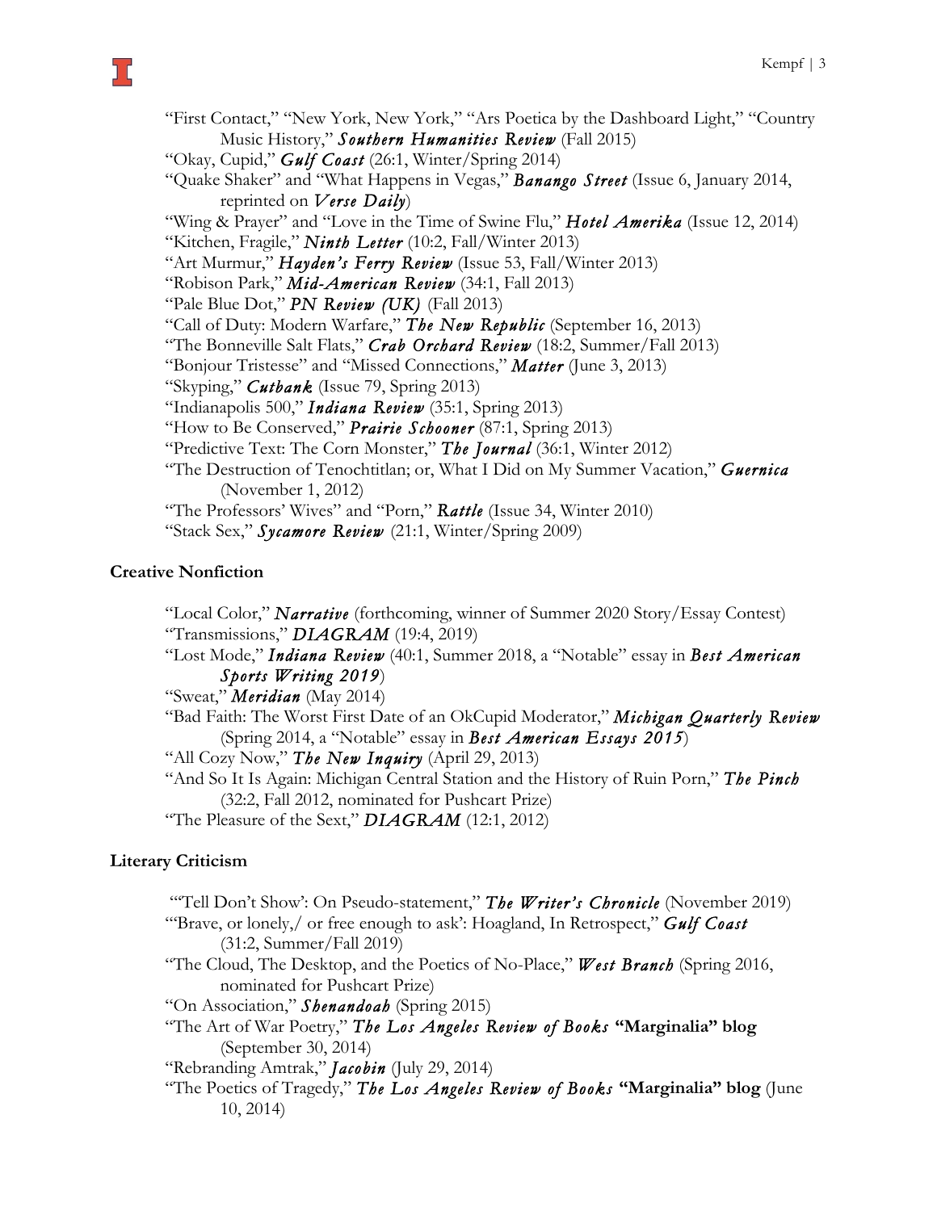"First Contact," "New York, New York," "Ars Poetica by the Dashboard Light," "Country Music History," ***Southern Humanities Review*** (Fall 2015)

"Okay, Cupid," ***Gulf Coast*** (26:1, Winter/Spring 2014)

"Quake Shaker" and "What Happens in Vegas," ***Banango Street*** (Issue 6, January 2014, reprinted on ***Verse Daily***)

"Wing & Prayer" and "Love in the Time of Swine Flu," ***Hotel Amerika*** (Issue 12, 2014)

"Kitchen, Fragile," ***Ninth Letter*** (10:2, Fall/Winter 2013)

"Art Murmur," ***Hayden's Ferry Review*** (Issue 53, Fall/Winter 2013)

"Robison Park," ***Mid-American Review*** (34:1, Fall 2013)

"Pale Blue Dot," ***PN Review (UK)*** (Fall 2013)

"Call of Duty: Modern Warfare," ***The New Republic*** (September 16, 2013)

"The Bonneville Salt Flats," ***Crab Orchard Review*** (18:2, Summer/Fall 2013)

"Bonjour Tristesse" and "Missed Connections," ***Matter*** (June 3, 2013)

"Skyping," ***Cutbank*** (Issue 79, Spring 2013)

"Indianapolis 500," ***Indiana Review*** (35:1, Spring 2013)

"How to Be Conserved," ***Prairie Schooner*** (87:1, Spring 2013)

"Predictive Text: The Corn Monster," ***The Journal*** (36:1, Winter 2012)

"The Destruction of Tenochtitlan; or, What I Did on My Summer Vacation," ***Guernica*** (November 1, 2012)

"The Professors' Wives" and "Porn," ***Rattle*** (Issue 34, Winter 2010)

"Stack Sex," ***Sycamore Review*** (21:1, Winter/Spring 2009)

**Creative Nonfiction**

"Local Color," ***Narrative*** (forthcoming, winner of Summer 2020 Story/Essay Contest)

"Transmissions," ***DIAGRAM*** (19:4, 2019)

"Lost Mode," ***Indiana Review*** (40:1, Summer 2018, a "Notable" essay in ***Best American Sports Writing 2019***)

"Sweat," ***Meridian*** (May 2014)

"Bad Faith: The Worst First Date of an OkCupid Moderator," ***Michigan Quarterly Review*** (Spring 2014, a "Notable" essay in ***Best American Essays 2015***)

"All Cozy Now," ***The New Inquiry*** (April 29, 2013)

"And So It Is Again: Michigan Central Station and the History of Ruin Porn," ***The Pinch*** (32:2, Fall 2012, nominated for Pushcart Prize)

"The Pleasure of the Sext," ***DIAGRAM*** (12:1, 2012)

**Literary Criticism**

"'Tell Don't Show': On Pseudo-statement," ***The Writer's Chronicle*** (November 2019)

"'Brave, or lonely,/ or free enough to ask': Hoagland, In Retrospect," ***Gulf Coast*** (31:2, Summer/Fall 2019)

"The Cloud, The Desktop, and the Poetics of No-Place," ***West Branch*** (Spring 2016, nominated for Pushcart Prize)

"On Association," ***Shenandoah*** (Spring 2015)

"The Art of War Poetry," ***The Los Angeles Review of Books*** **"Marginalia" blog** (September 30, 2014)

"Rebranding Amtrak," ***Jacobin*** (July 29, 2014)

"The Poetics of Tragedy," ***The Los Angeles Review of Books*** **"Marginalia" blog** (June 10, 2014)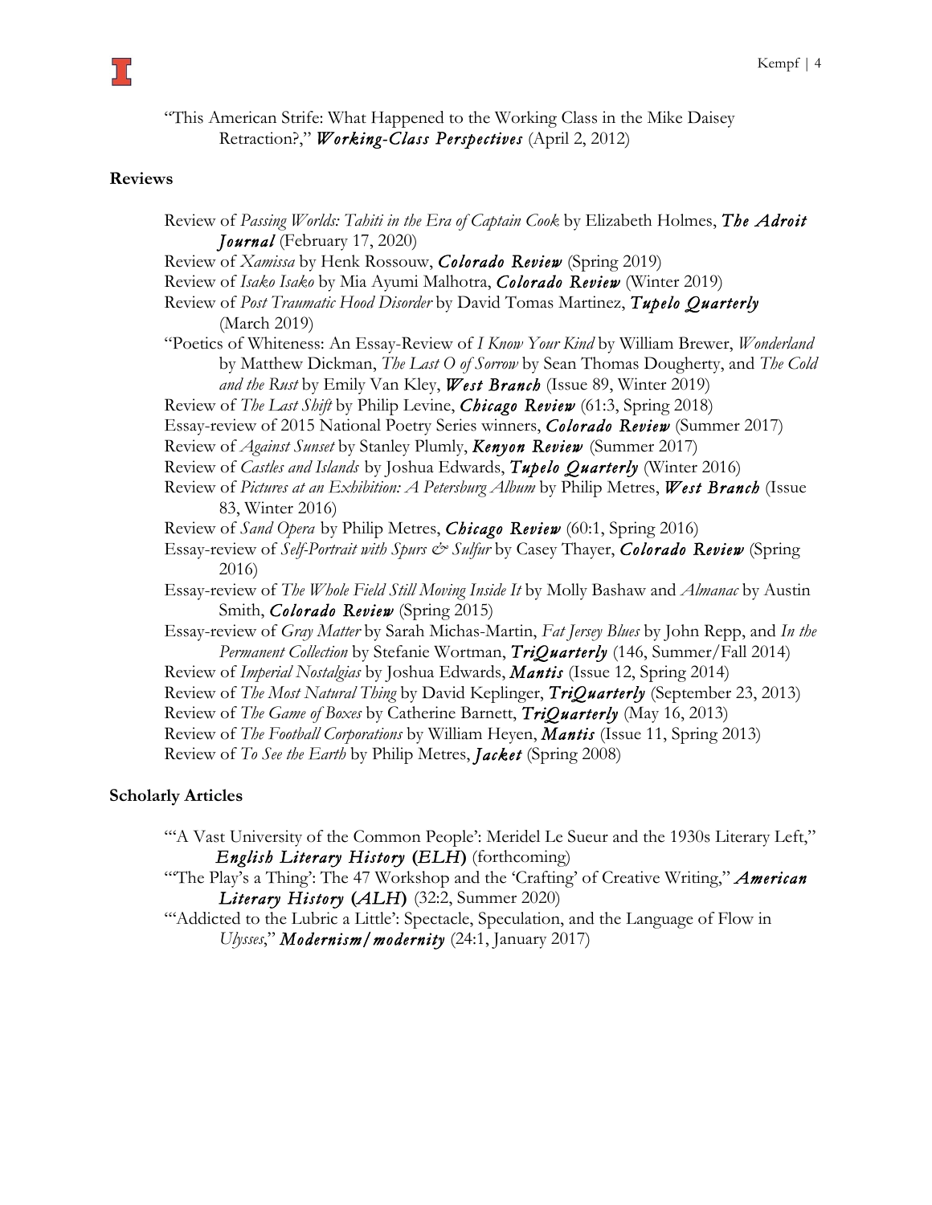"This American Strife: What Happened to the Working Class in the Mike Daisey Retraction?," ***Working-Class Perspectives*** (April 2, 2012)

## Reviews

Review of *Passing Worlds: Tahiti in the Era of Captain Cook* by Elizabeth Holmes, ***The Adroit Journal*** (February 17, 2020)

Review of *Xamissa* by Henk Rossouw, ***Colorado Review*** (Spring 2019)

Review of *Isako Isako* by Mia Ayumi Malhotra, ***Colorado Review*** (Winter 2019)

Review of *Post Traumatic Hood Disorder* by David Tomas Martinez, ***Tupelo Quarterly*** (March 2019)

"Poetics of Whiteness: An Essay-Review of *I Know Your Kind* by William Brewer, *Wonderland* by Matthew Dickman, *The Last O of Sorrow* by Sean Thomas Dougherty, and *The Cold and the Rust* by Emily Van Kley, ***West Branch*** (Issue 89, Winter 2019)

Review of *The Last Shift* by Philip Levine, ***Chicago Review*** (61:3, Spring 2018)

Essay-review of 2015 National Poetry Series winners, ***Colorado Review*** (Summer 2017)

Review of *Against Sunset* by Stanley Plumly, ***Kenyon Review*** (Summer 2017)

Review of *Castles and Islands* by Joshua Edwards, ***Tupelo Quarterly*** (Winter 2016)

Review of *Pictures at an Exhibition: A Petersburg Album* by Philip Metres, ***West Branch*** (Issue 83, Winter 2016)

Review of *Sand Opera* by Philip Metres, ***Chicago Review*** (60:1, Spring 2016)

Essay-review of *Self-Portrait with Spurs & Sulfur* by Casey Thayer, ***Colorado Review*** (Spring 2016)

Essay-review of *The Whole Field Still Moving Inside It* by Molly Bashaw and *Almanac* by Austin Smith, ***Colorado Review*** (Spring 2015)

Essay-review of *Gray Matter* by Sarah Michas-Martin, *Fat Jersey Blues* by John Repp, and *In the Permanent Collection* by Stefanie Wortman, ***TriQuarterly*** (146, Summer/Fall 2014)

Review of *Imperial Nostalgias* by Joshua Edwards, ***Mantis*** (Issue 12, Spring 2014)

Review of *The Most Natural Thing* by David Keplinger, ***TriQuarterly*** (September 23, 2013)

Review of *The Game of Boxes* by Catherine Barnett, ***TriQuarterly*** (May 16, 2013)

Review of *The Football Corporations* by William Heyen, ***Mantis*** (Issue 11, Spring 2013)

Review of *To See the Earth* by Philip Metres, ***Jacket*** (Spring 2008)

## Scholarly Articles

"'A Vast University of the Common People': Meridel Le Sueur and the 1930s Literary Left," ***English Literary History* (*ELH*)** (forthcoming)

"'The Play's a Thing': The 47 Workshop and the 'Crafting' of Creative Writing," ***American Literary History* (*ALH*)** (32:2, Summer 2020)

"'Addicted to the Lubric a Little': Spectacle, Speculation, and the Language of Flow in *Ulysses*," ***Modernism/modernity*** (24:1, January 2017)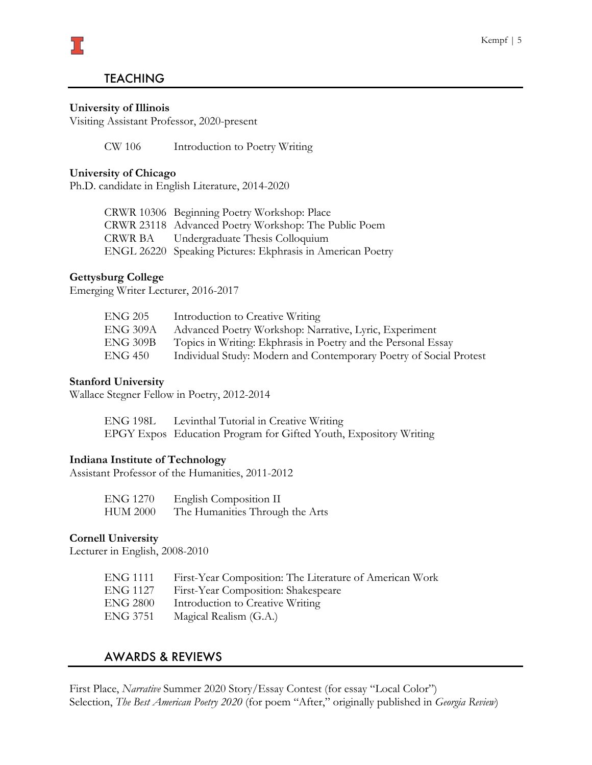## TEACHING

**University of Illinois**
Visiting Assistant Professor, 2020-present

| | |
|---|---|
| CW 106 | Introduction to Poetry Writing |

**University of Chicago**
Ph.D. candidate in English Literature, 2014-2020

| | |
|---|---|
| CRWR 10306 | Beginning Poetry Workshop: Place |
| CRWR 23118 | Advanced Poetry Workshop: The Public Poem |
| CRWR BA | Undergraduate Thesis Colloquium |
| ENGL 26220 | Speaking Pictures: Ekphrasis in American Poetry |

**Gettysburg College**
Emerging Writer Lecturer, 2016-2017

| | |
|---|---|
| ENG 205 | Introduction to Creative Writing |
| ENG 309A | Advanced Poetry Workshop: Narrative, Lyric, Experiment |
| ENG 309B | Topics in Writing: Ekphrasis in Poetry and the Personal Essay |
| ENG 450 | Individual Study: Modern and Contemporary Poetry of Social Protest |

**Stanford University**
Wallace Stegner Fellow in Poetry, 2012-2014

| | |
|---|---|
| ENG 198L | Levinthal Tutorial in Creative Writing |
| EPGY Expos | Education Program for Gifted Youth, Expository Writing |

**Indiana Institute of Technology**
Assistant Professor of the Humanities, 2011-2012

| | |
|---|---|
| ENG 1270 | English Composition II |
| HUM 2000 | The Humanities Through the Arts |

**Cornell University**
Lecturer in English, 2008-2010

| | |
|---|---|
| ENG 1111 | First-Year Composition: The Literature of American Work |
| ENG 1127 | First-Year Composition: Shakespeare |
| ENG 2800 | Introduction to Creative Writing |
| ENG 3751 | Magical Realism (G.A.) |

## AWARDS & REVIEWS

First Place, *Narrative* Summer 2020 Story/Essay Contest (for essay "Local Color")
Selection, *The Best American Poetry 2020* (for poem "After," originally published in *Georgia Review*)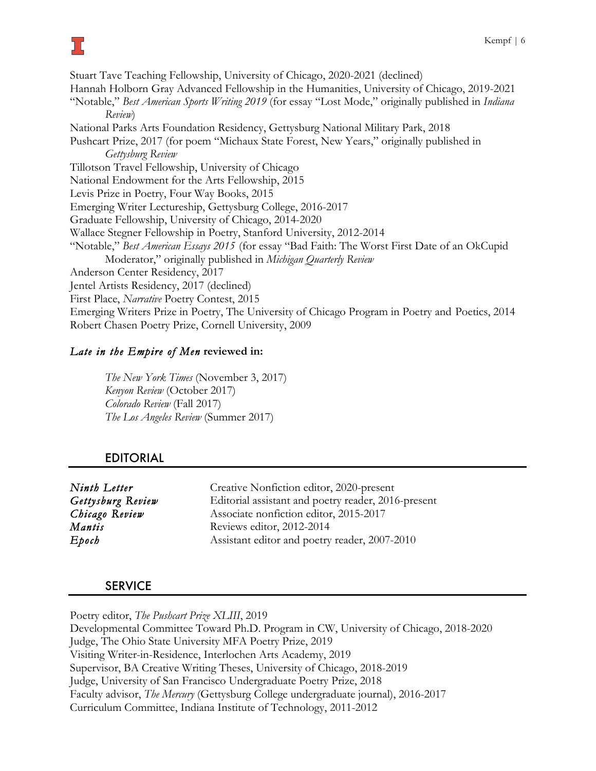Stuart Tave Teaching Fellowship, University of Chicago, 2020-2021 (declined)
Hannah Holborn Gray Advanced Fellowship in the Humanities, University of Chicago, 2019-2021
"Notable," *Best American Sports Writing 2019* (for essay "Lost Mode," originally published in *Indiana Review*)
National Parks Arts Foundation Residency, Gettysburg National Military Park, 2018
Pushcart Prize, 2017 (for poem "Michaux State Forest, New Years," originally published in *Gettysburg Review*
Tillotson Travel Fellowship, University of Chicago
National Endowment for the Arts Fellowship, 2015
Levis Prize in Poetry, Four Way Books, 2015
Emerging Writer Lectureship, Gettysburg College, 2016-2017
Graduate Fellowship, University of Chicago, 2014-2020
Wallace Stegner Fellowship in Poetry, Stanford University, 2012-2014
"Notable," *Best American Essays 2015* (for essay "Bad Faith: The Worst First Date of an OkCupid Moderator," originally published in *Michigan Quarterly Review*
Anderson Center Residency, 2017
Jentel Artists Residency, 2017 (declined)
First Place, *Narrative* Poetry Contest, 2015
Emerging Writers Prize in Poetry, The University of Chicago Program in Poetry and Poetics, 2014
Robert Chasen Poetry Prize, Cornell University, 2009

***Late in the Empire of Men* reviewed in:**

*The New York Times* (November 3, 2017)
*Kenyon Review* (October 2017)
*Colorado Review* (Fall 2017)
*The Los Angeles Review* (Summer 2017)

## EDITORIAL

| | |
|---|---|
| ***Ninth Letter*** | Creative Nonfiction editor, 2020-present |
| ***Gettysburg Review*** | Editorial assistant and poetry reader, 2016-present |
| ***Chicago Review*** | Associate nonfiction editor, 2015-2017 |
| ***Mantis*** | Reviews editor, 2012-2014 |
| ***Epoch*** | Assistant editor and poetry reader, 2007-2010 |

## SERVICE

Poetry editor, *The Pushcart Prize XLIII*, 2019
Developmental Committee Toward Ph.D. Program in CW, University of Chicago, 2018-2020
Judge, The Ohio State University MFA Poetry Prize, 2019
Visiting Writer-in-Residence, Interlochen Arts Academy, 2019
Supervisor, BA Creative Writing Theses, University of Chicago, 2018-2019
Judge, University of San Francisco Undergraduate Poetry Prize, 2018
Faculty advisor, *The Mercury* (Gettysburg College undergraduate journal), 2016-2017
Curriculum Committee, Indiana Institute of Technology, 2011-2012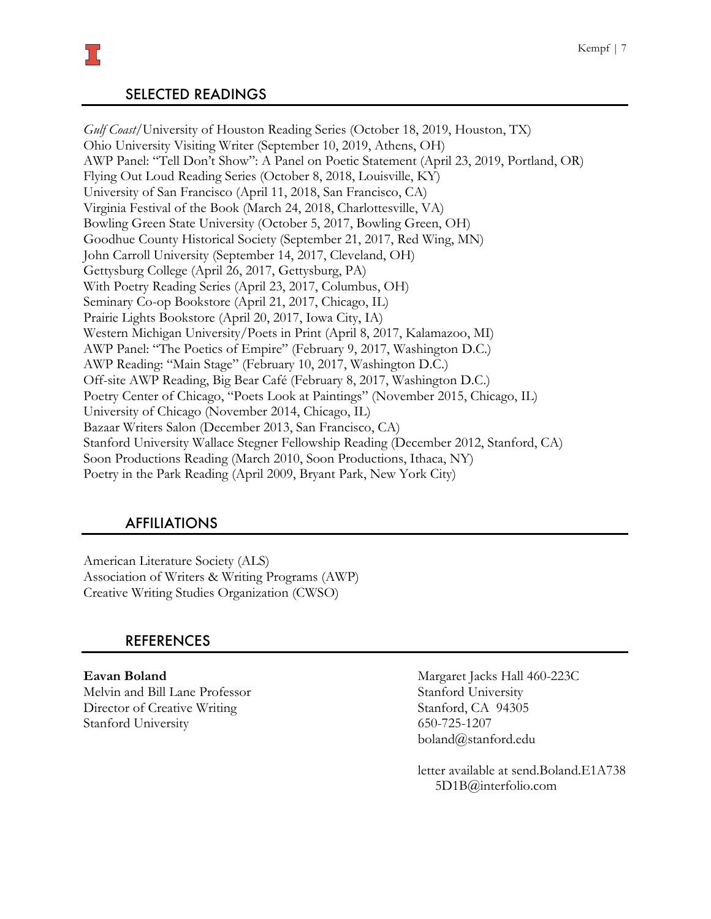## SELECTED READINGS

*Gulf Coast*/University of Houston Reading Series (October 18, 2019, Houston, TX)
Ohio University Visiting Writer (September 10, 2019, Athens, OH)
AWP Panel: "Tell Don't Show": A Panel on Poetic Statement (April 23, 2019, Portland, OR)
Flying Out Loud Reading Series (October 8, 2018, Louisville, KY)
University of San Francisco (April 11, 2018, San Francisco, CA)
Virginia Festival of the Book (March 24, 2018, Charlottesville, VA)
Bowling Green State University (October 5, 2017, Bowling Green, OH)
Goodhue County Historical Society (September 21, 2017, Red Wing, MN)
John Carroll University (September 14, 2017, Cleveland, OH)
Gettysburg College (April 26, 2017, Gettysburg, PA)
With Poetry Reading Series (April 23, 2017, Columbus, OH)
Seminary Co-op Bookstore (April 21, 2017, Chicago, IL)
Prairie Lights Bookstore (April 20, 2017, Iowa City, IA)
Western Michigan University/Poets in Print (April 8, 2017, Kalamazoo, MI)
AWP Panel: "The Poetics of Empire" (February 9, 2017, Washington D.C.)
AWP Reading: "Main Stage" (February 10, 2017, Washington D.C.)
Off-site AWP Reading, Big Bear Café (February 8, 2017, Washington D.C.)
Poetry Center of Chicago, "Poets Look at Paintings" (November 2015, Chicago, IL)
University of Chicago (November 2014, Chicago, IL)
Bazaar Writers Salon (December 2013, San Francisco, CA)
Stanford University Wallace Stegner Fellowship Reading (December 2012, Stanford, CA)
Soon Productions Reading (March 2010, Soon Productions, Ithaca, NY)
Poetry in the Park Reading (April 2009, Bryant Park, New York City)

## AFFILIATIONS

American Literature Society (ALS)
Association of Writers & Writing Programs (AWP)
Creative Writing Studies Organization (CWSO)

## REFERENCES

**Eavan Boland**
Melvin and Bill Lane Professor
Director of Creative Writing
Stanford University

Margaret Jacks Hall 460-223C
Stanford University
Stanford, CA 94305
650-725-1207
boland@stanford.edu

letter available at send.Boland.E1A7385D1B@interfolio.com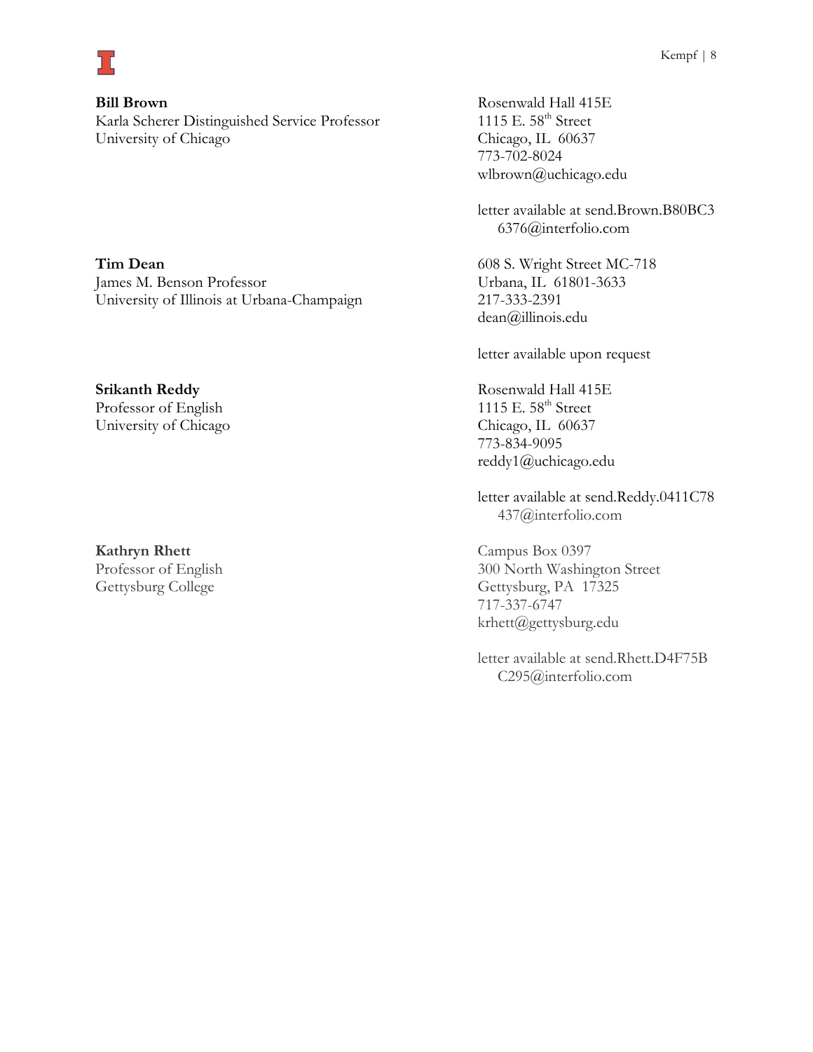**Bill Brown**
Karla Scherer Distinguished Service Professor
University of Chicago

Rosenwald Hall 415E
1115 E. 58th Street
Chicago, IL 60637
773-702-8024
wlbrown@uchicago.edu

letter available at send.Brown.B80BC36376@interfolio.com

**Tim Dean**
James M. Benson Professor
University of Illinois at Urbana-Champaign

608 S. Wright Street MC-718
Urbana, IL 61801-3633
217-333-2391
dean@illinois.edu

letter available upon request

**Srikanth Reddy**
Professor of English
University of Chicago

Rosenwald Hall 415E
1115 E. 58th Street
Chicago, IL 60637
773-834-9095
reddy1@uchicago.edu

letter available at send.Reddy.0411C78437@interfolio.com

**Kathryn Rhett**
Professor of English
Gettysburg College

Campus Box 0397
300 North Washington Street
Gettysburg, PA 17325
717-337-6747
krhett@gettysburg.edu

letter available at send.Rhett.D4F75BC295@interfolio.com